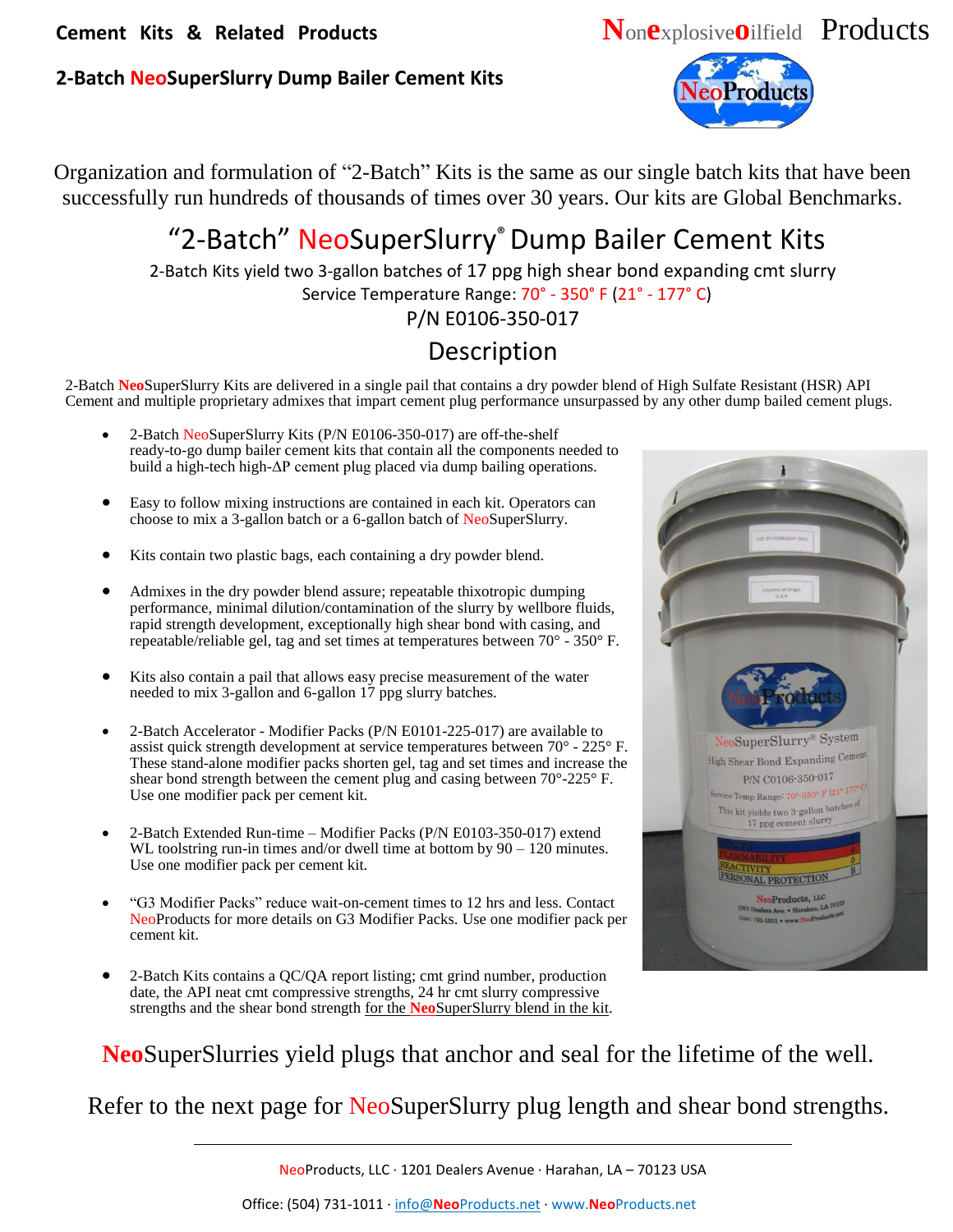**Cement Kits & Related Products**

**2-Batch NeoSuperSlurry Dump Bailer Cement Kits**

Nonexplosiveoilfield Products

Organization and formulation of "2-Batch" Kits is the same as our single batch kits that have been successfully run hundreds of thousands of times over 30 years. Our kits are Global Benchmarks.

# "2-Batch" NeoSuperSlurry® Dump Bailer Cement Kits

2-Batch Kits yield two 3-gallon batches of 17 ppg high shear bond expanding cmt slurry

Service Temperature Range: 70° - 350° F (21° - 177° C)

P/N E0106-350-017

## Description

2-Batch **Neo**SuperSlurry Kits are delivered in a single pail that contains a dry powder blend of High Sulfate Resistant (HSR) API Cement and multiple proprietary admixes that impart cement plug performance unsurpassed by any other dump bailed cement plugs.

- 2-Batch NeoSuperSlurry Kits (P/N E0106-350-017) are off-the-shelf ready-to-go dump bailer cement kits that contain all the components needed to build a high-tech high-ΔP cement plug placed via dump bailing operations.
- Easy to follow mixing instructions are contained in each kit. Operators can choose to mix a 3-gallon batch or a 6-gallon batch of NeoSuperSlurry.
- Kits contain two plastic bags, each containing a dry powder blend.
- Admixes in the dry powder blend assure; repeatable thixotropic dumping performance, minimal dilution/contamination of the slurry by wellbore fluids, rapid strength development, exceptionally high shear bond with casing, and repeatable/reliable gel, tag and set times at temperatures between 70° - 350° F.
- Kits also contain a pail that allows easy precise measurement of the water needed to mix 3-gallon and 6-gallon 17 ppg slurry batches.
- 2-Batch Accelerator - Modifier Packs (P/N E0101-225-017) are available to assist quick strength development at service temperatures between 70° - 225° F. These stand-alone modifier packs shorten gel, tag and set times and increase the shear bond strength between the cement plug and casing between 70°-225° F. Use one modifier pack per cement kit.
- 2-Batch Extended Run-time – Modifier Packs (P/N E0103-350-017) extend WL toolstring run-in times and/or dwell time at bottom by 90 – 120 minutes. Use one modifier pack per cement kit.
- "G3 Modifier Packs" reduce wait-on-cement times to 12 hrs and less. Contact NeoProducts for more details on G3 Modifier Packs. Use one modifier pack per cement kit.
- 2-Batch Kits contains a QC/QA report listing; cmt grind number, production date, the API neat cmt compressive strengths, 24 hr cmt slurry compressive strengths and the shear bond strength for the **Neo**SuperSlurry blend in the kit.

**Neo**SuperSlurries yield plugs that anchor and seal for the lifetime of the well.

Refer to the next page for NeoSuperSlurry plug length and shear bond strengths.

NeoProducts, LLC · 1201 Dealers Avenue · Harahan, LA – 70123 USA

Office: (504) 731-1011 · info@NeoProducts.net · www.NeoProducts.net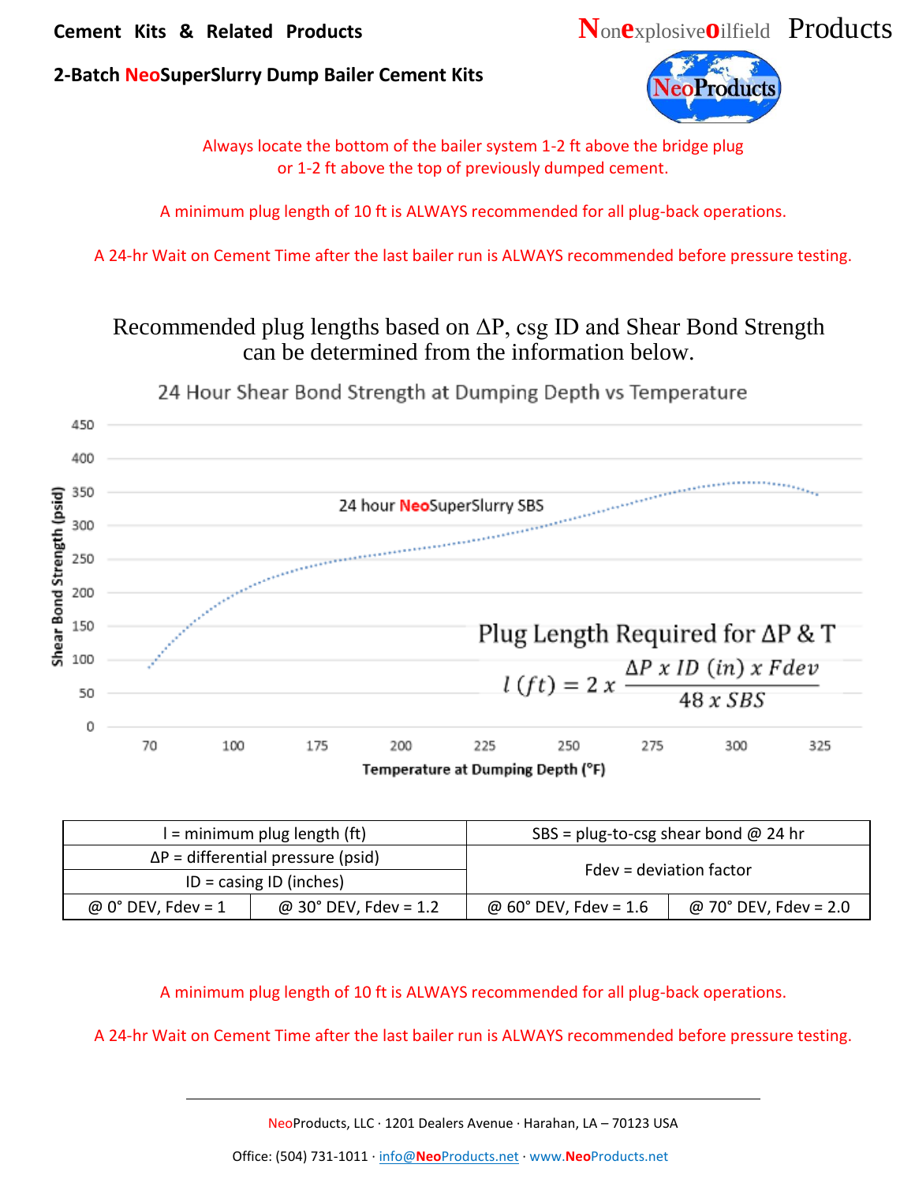**Cement Kits & Related Products**

**2-Batch NeoSuperSlurry Dump Bailer Cement Kits**

Nonexplosiveoilfield Products

NeoProducts

Always locate the bottom of the bailer system 1-2 ft above the bridge plug or 1-2 ft above the top of previously dumped cement.

A minimum plug length of 10 ft is ALWAYS recommended for all plug-back operations.

A 24-hr Wait on Cement Time after the last bailer run is ALWAYS recommended before pressure testing.

## Recommended plug lengths based on ΔP, csg ID and Shear Bond Strength can be determined from the information below.

24 Hour Shear Bond Strength at Dumping Depth vs Temperature

Shear Bond Strength (psid)

450
400
350
300
250
200
150
100
50
0

70 100 175 200 225 250 275 300 325

Temperature at Dumping Depth (°F)

24 hour NeoSuperSlurry SBS

Plug Length Required for ΔP & T

$$l\,(ft) = 2\,x\,\frac{\Delta P\ x\ ID\ (in)\ x\ Fdev}{48\ x\ SBS}$$

| | | | |
|---|---|---|---|
| l = minimum plug length (ft) | | SBS = plug-to-csg shear bond @ 24 hr | |
| ΔP = differential pressure (psid) | | Fdev = deviation factor | |
| ID = casing ID (inches) | | | |
| @ 0° DEV, Fdev = 1 | @ 30° DEV, Fdev = 1.2 | @ 60° DEV, Fdev = 1.6 | @ 70° DEV, Fdev = 2.0 |

A minimum plug length of 10 ft is ALWAYS recommended for all plug-back operations.

A 24-hr Wait on Cement Time after the last bailer run is ALWAYS recommended before pressure testing.

NeoProducts, LLC · 1201 Dealers Avenue · Harahan, LA – 70123 USA

Office: (504) 731-1011 · info@NeoProducts.net · www.NeoProducts.net